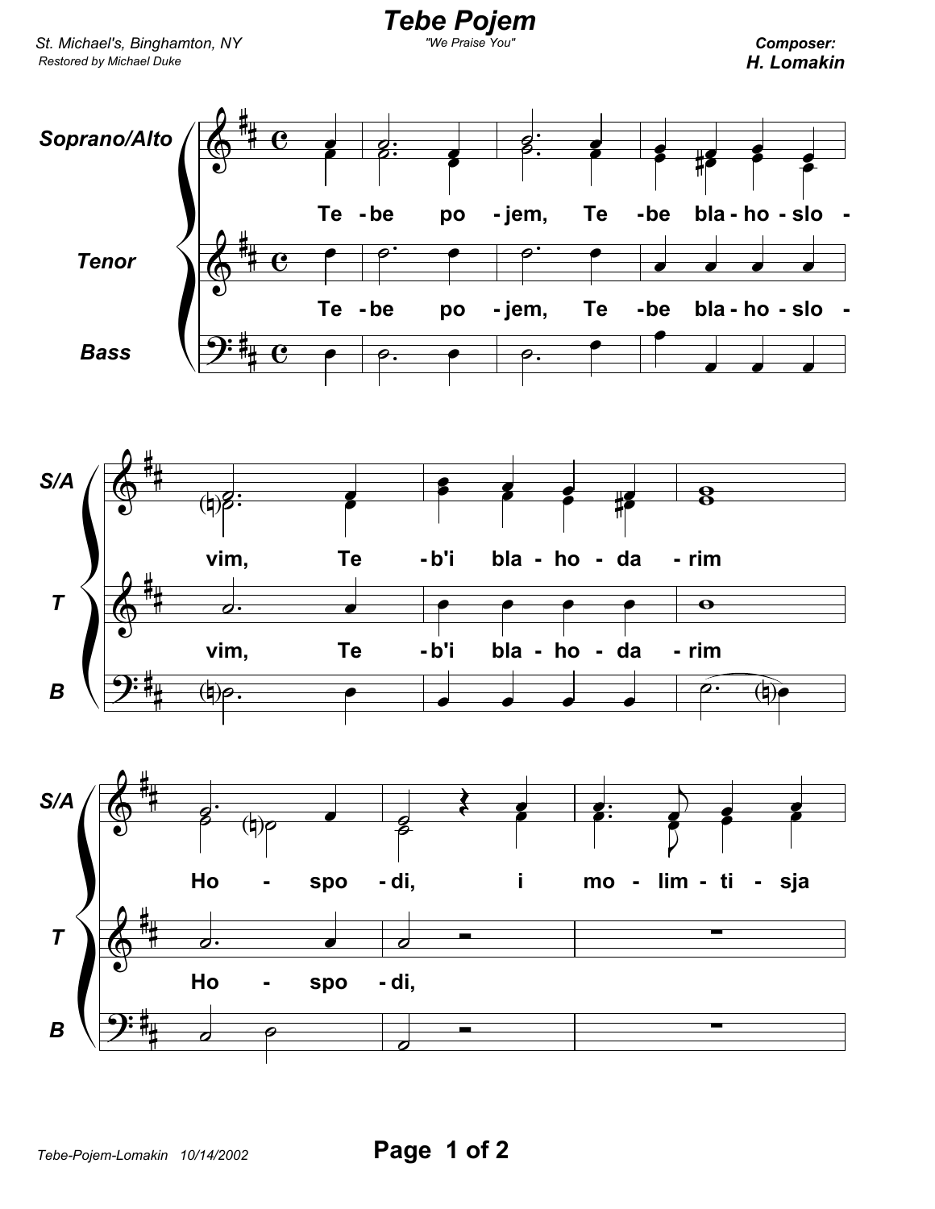# Tebe Pojem

"We Praise You"

*St. Michael's, Binghamton, NY*
*Restored by Michael Duke*

**Composer:**
**H. Lomakin**

**Soprano/Alto**

**Tenor**

**Bass**

Te - be po - jem, Te - be bla - ho - slo - vim, Te - b'i bla - ho - da - rim

Ho - spo - di, i mo - lim - ti - sja

Tebe-Pojem-Lomakin 10/14/2002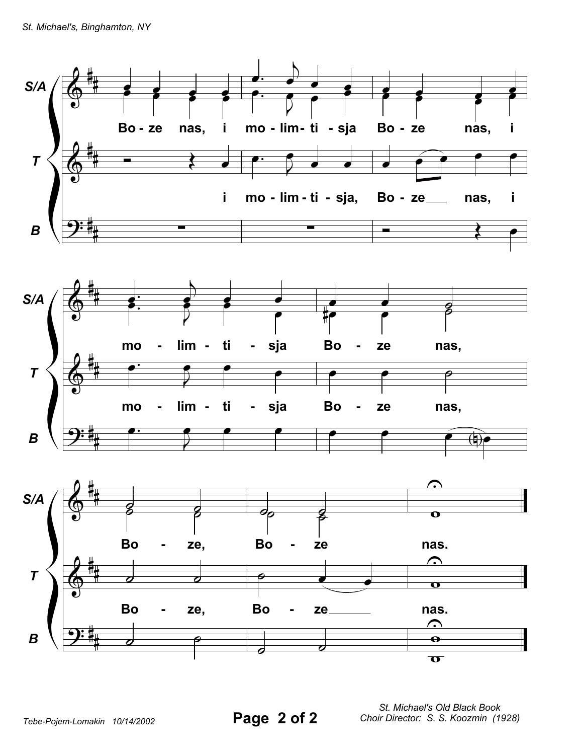S/A

T

B

Bo - ze nas, i mo - lim - ti - sja Bo - ze nas, i

i mo - lim - ti - sja, Bo - ze___ nas, i

mo - lim - ti - sja Bo - ze nas,

mo - lim - ti - sja Bo - ze nas,

Bo - ze, Bo - ze nas.

Bo - ze, Bo - ze______ nas.

Tebe-Pojem-Lomakin 10/14/2002

St. Michael's Old Black Book
Choir Director: S. S. Koozmin (1928)